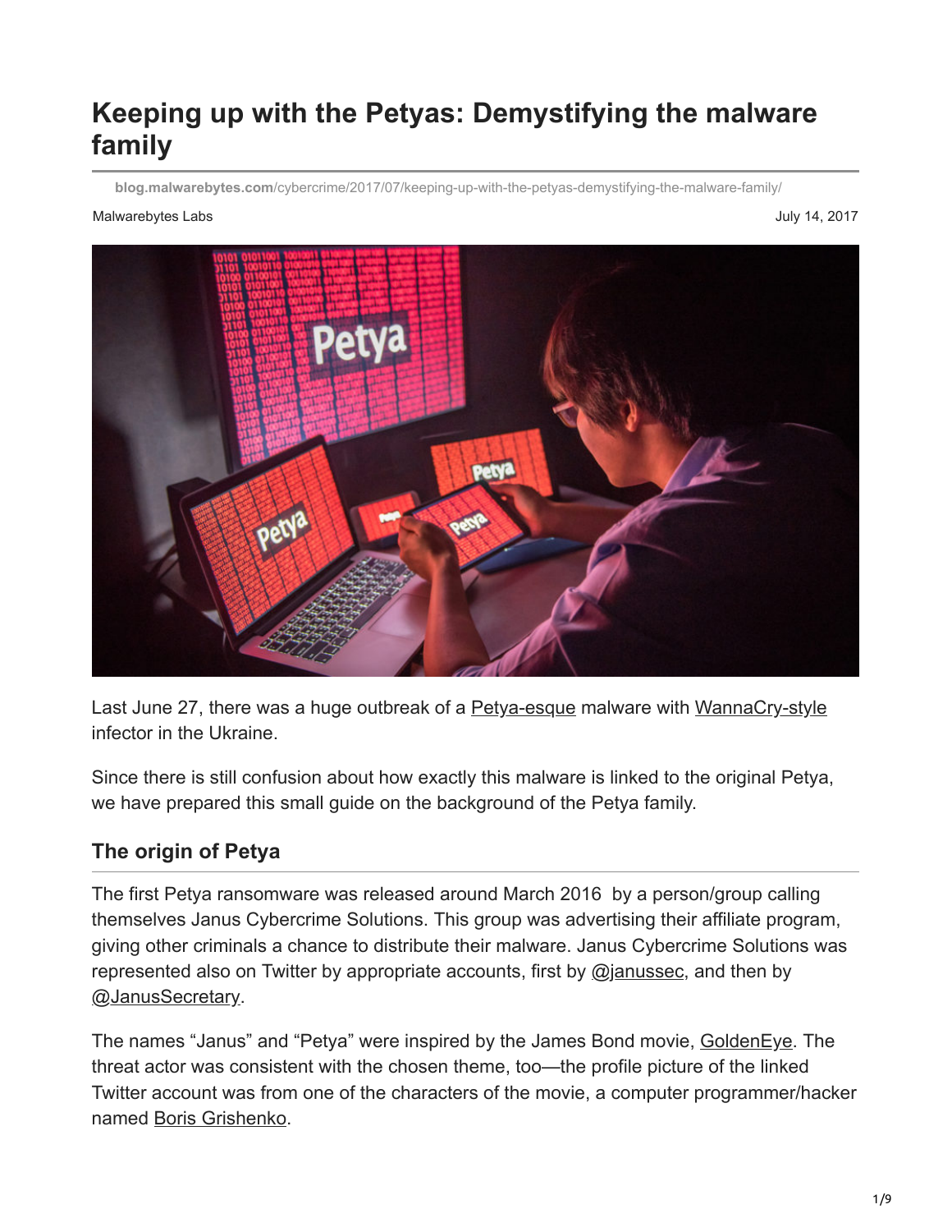# Keeping up with the Petyas: Demystifying the malware family

blog.malwarebytes.com/cybercrime/2017/07/keeping-up-with-the-petyas-demystifying-the-malware-family/

Malwarebytes Labs

July 14, 2017

Last June 27, there was a huge outbreak of a Petya-esque malware with WannaCry-style infector in the Ukraine.

Since there is still confusion about how exactly this malware is linked to the original Petya, we have prepared this small guide on the background of the Petya family.

## The origin of Petya

The first Petya ransomware was released around March 2016 by a person/group calling themselves Janus Cybercrime Solutions. This group was advertising their affiliate program, giving other criminals a chance to distribute their malware. Janus Cybercrime Solutions was represented also on Twitter by appropriate accounts, first by @janussec, and then by @JanusSecretary.

The names "Janus" and "Petya" were inspired by the James Bond movie, GoldenEye. The threat actor was consistent with the chosen theme, too—the profile picture of the linked Twitter account was from one of the characters of the movie, a computer programmer/hacker named Boris Grishenko.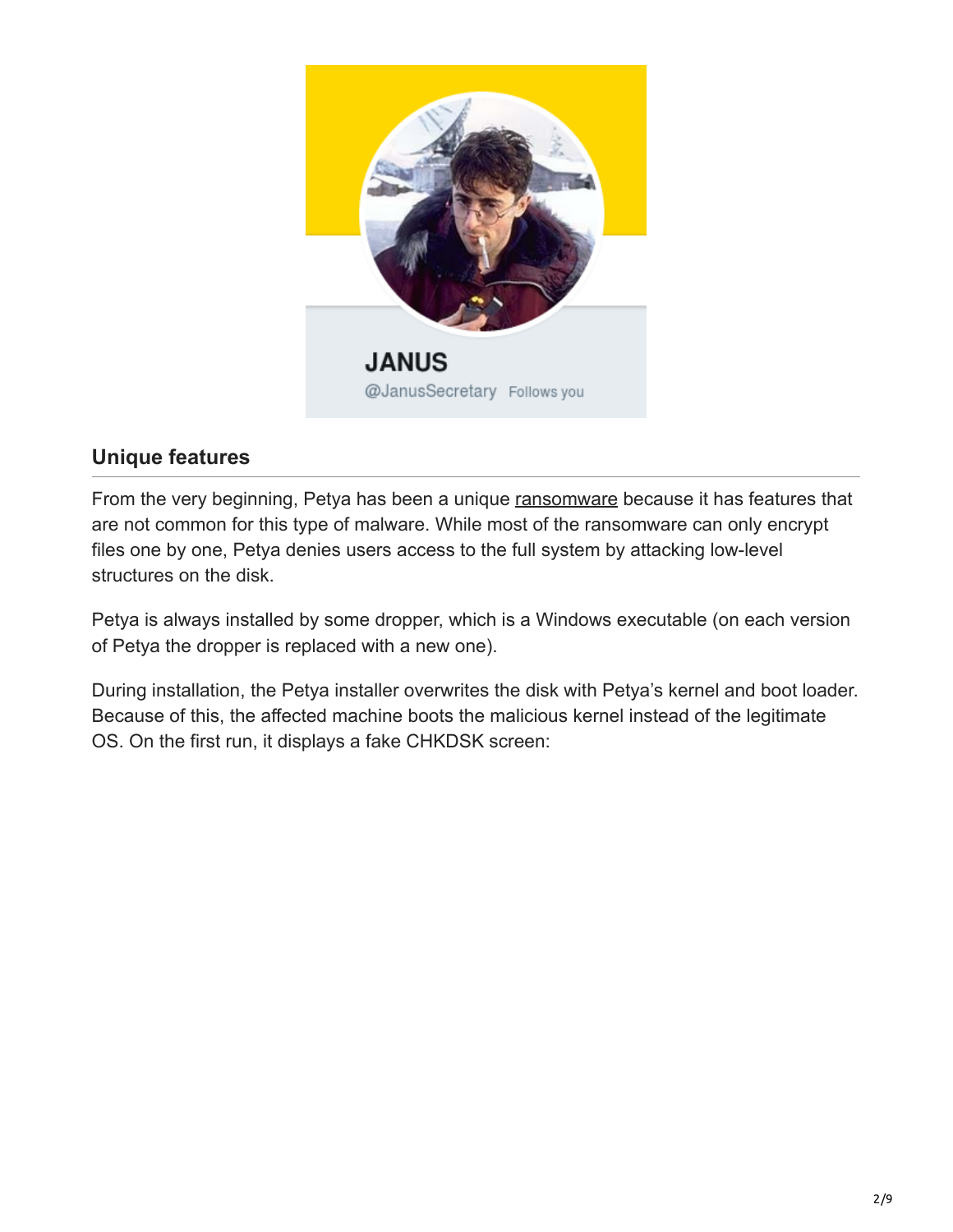JANUS

@JanusSecretary Follows you

## Unique features

From the very beginning, Petya has been a unique ransomware because it has features that are not common for this type of malware. While most of the ransomware can only encrypt files one by one, Petya denies users access to the full system by attacking low-level structures on the disk.

Petya is always installed by some dropper, which is a Windows executable (on each version of Petya the dropper is replaced with a new one).

During installation, the Petya installer overwrites the disk with Petya's kernel and boot loader. Because of this, the affected machine boots the malicious kernel instead of the legitimate OS. On the first run, it displays a fake CHKDSK screen: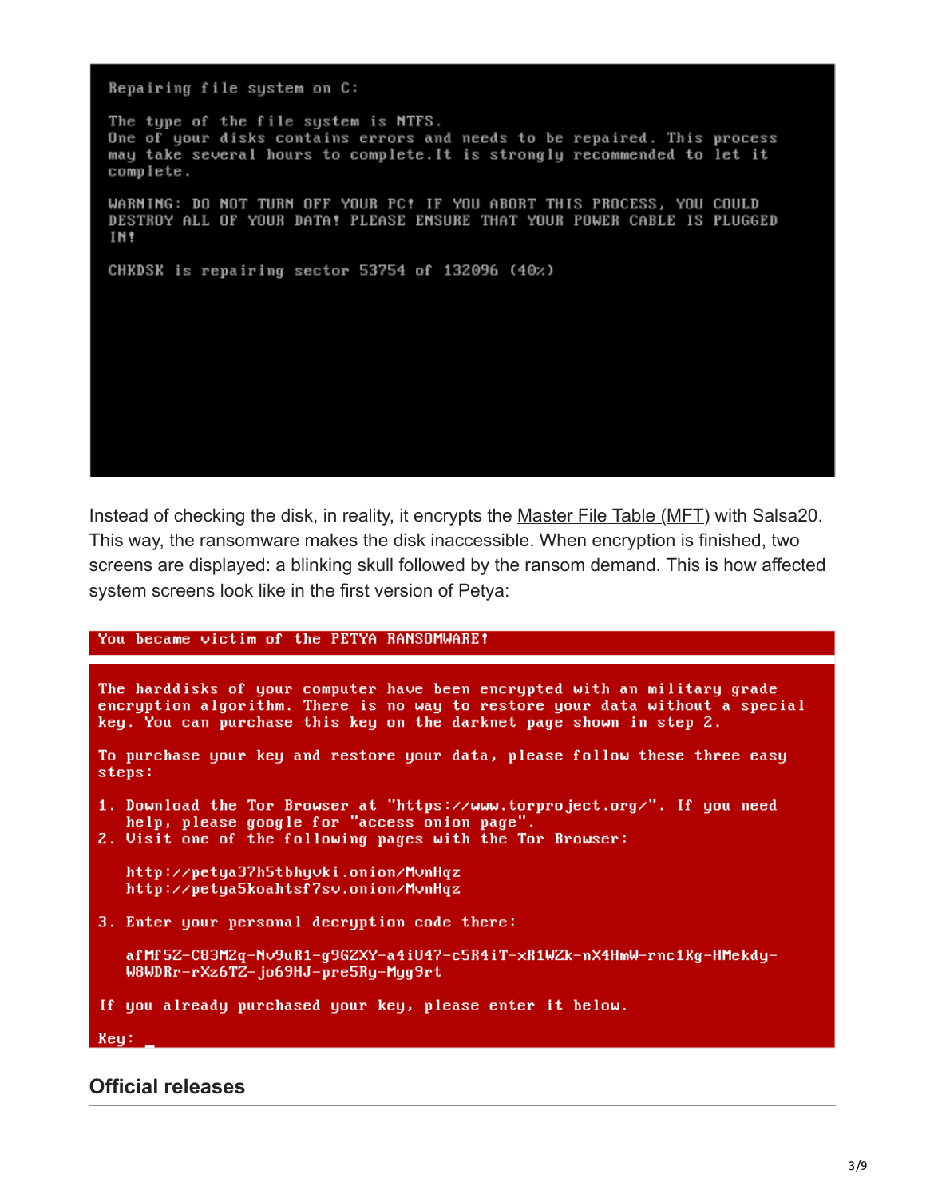```
Repairing file system on C:

The type of the file system is NTFS.
One of your disks contains errors and needs to be repaired. This process
may take several hours to complete.It is strongly recommended to let it
complete.

WARNING: DO NOT TURN OFF YOUR PC! IF YOU ABORT THIS PROCESS, YOU COULD
DESTROY ALL OF YOUR DATA! PLEASE ENSURE THAT YOUR POWER CABLE IS PLUGGED
IN!

CHKDSK is repairing sector 53754 of 132096 (40%)
```

Instead of checking the disk, in reality, it encrypts the [Master File Table (MFT)]() with Salsa20. This way, the ransomware makes the disk inaccessible. When encryption is finished, two screens are displayed: a blinking skull followed by the ransom demand. This is how affected system screens look like in the first version of Petya:

```
You became victim of the PETYA RANSOMWARE!

The harddisks of your computer have been encrypted with an military grade
encryption algorithm. There is no way to restore your data without a special
key. You can purchase this key on the darknet page shown in step 2.

To purchase your key and restore your data, please follow these three easy
steps:

1. Download the Tor Browser at "https://www.torproject.org/". If you need
   help, please google for "access onion page".
2. Visit one of the following pages with the Tor Browser:

   http://petya37h5tbhyvki.onion/MvnHqz
   http://petya5koahtsf7sv.onion/MvnHqz

3. Enter your personal decryption code there:

   afMf5Z-C83M2q-Nv9uR1-g9GZXY-a4iU47-c5R4iT-xR1WZk-nX4HmW-rnc1Kg-HMekdy-
   W8WDRr-rXz6TZ-jo69HJ-pre5Ry-Myg9rt

If you already purchased your key, please enter it below.

Key: _
```

## Official releases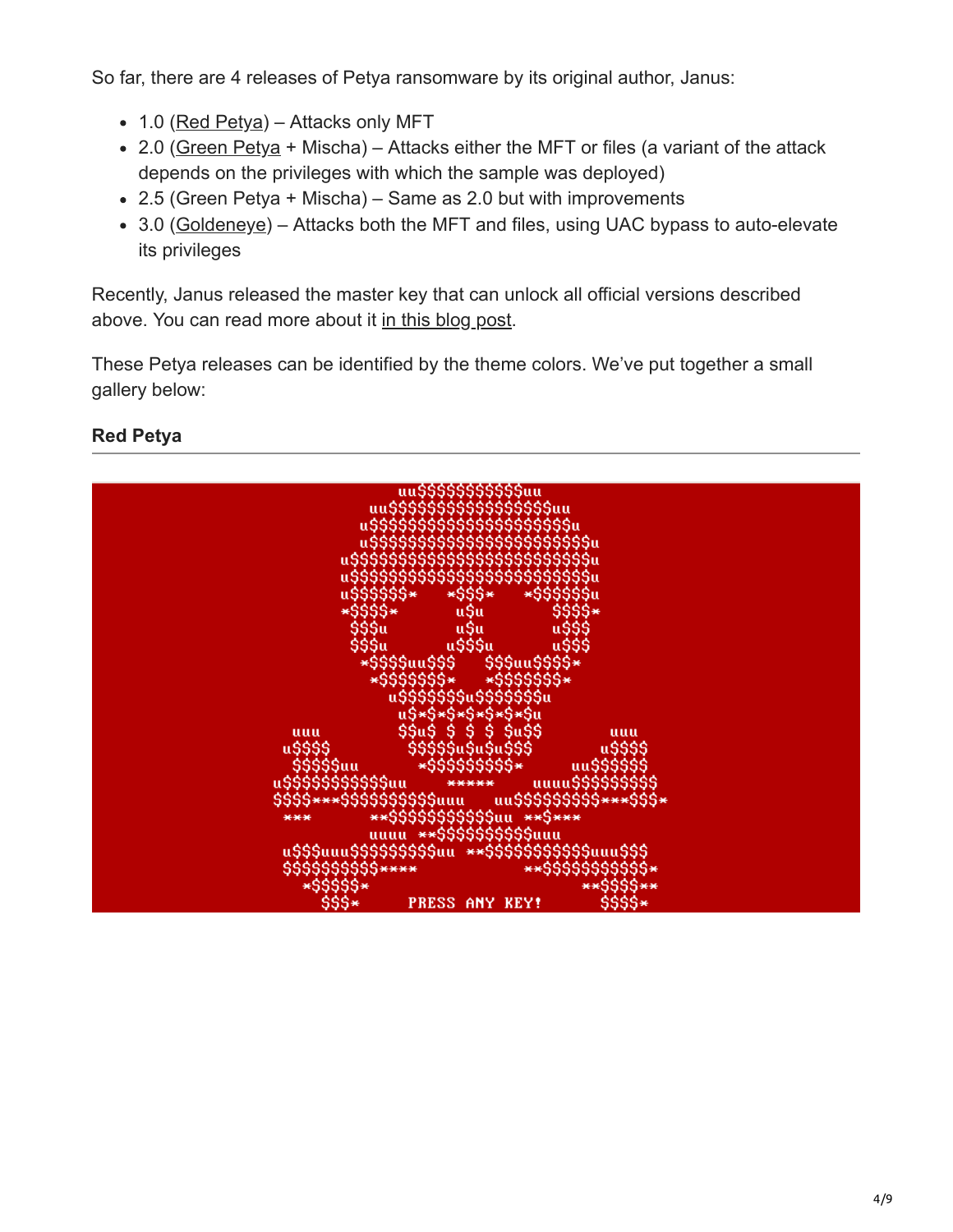So far, there are 4 releases of Petya ransomware by its original author, Janus:

- 1.0 (Red Petya) – Attacks only MFT
- 2.0 (Green Petya + Mischa) – Attacks either the MFT or files (a variant of the attack depends on the privileges with which the sample was deployed)
- 2.5 (Green Petya + Mischa) – Same as 2.0 but with improvements
- 3.0 (Goldeneye) – Attacks both the MFT and files, using UAC bypass to auto-elevate its privileges

Recently, Janus released the master key that can unlock all official versions described above. You can read more about it in this blog post.

These Petya releases can be identified by the theme colors. We've put together a small gallery below:

### Red Petya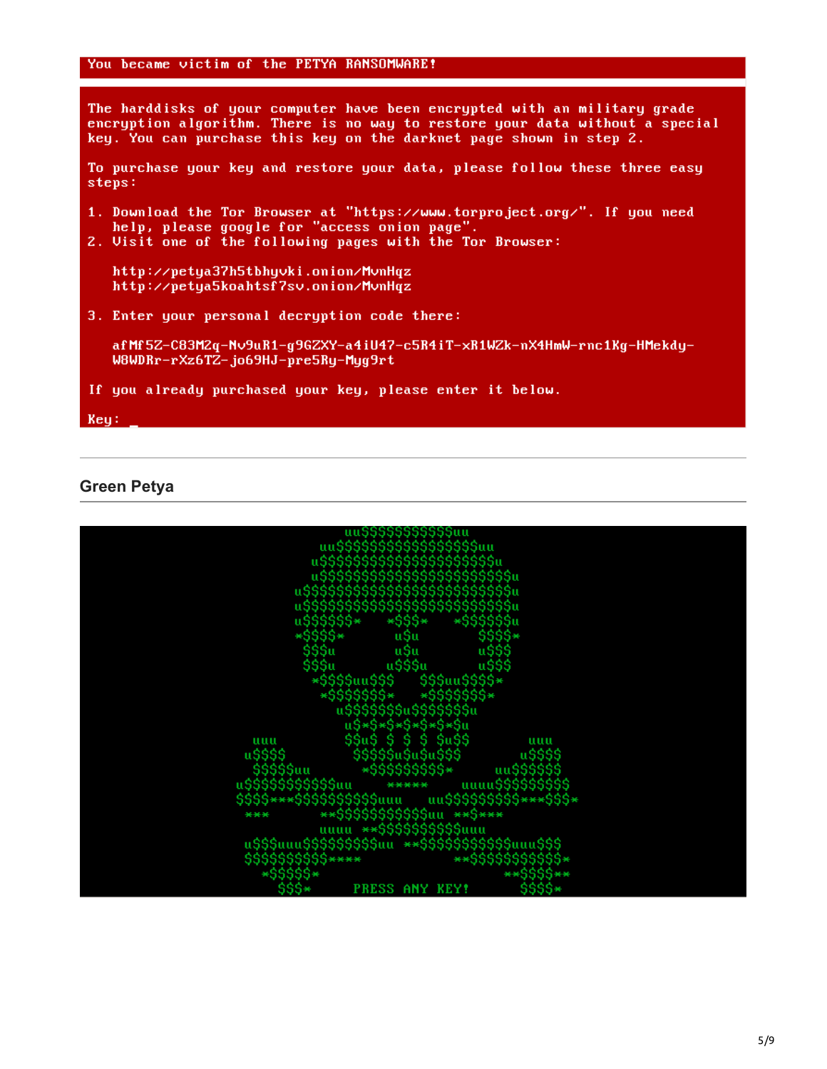```
You became victim of the PETYA RANSOMWARE!

The harddisks of your computer have been encrypted with an military grade
encryption algorithm. There is no way to restore your data without a special
key. You can purchase this key on the darknet page shown in step 2.

To purchase your key and restore your data, please follow these three easy
steps:

1. Download the Tor Browser at "https://www.torproject.org/". If you need
   help, please google for "access onion page".
2. Visit one of the following pages with the Tor Browser:

   http://petya37h5tbhyvki.onion/MvnHqz
   http://petya5koahtsf7sv.onion/MvnHqz

3. Enter your personal decryption code there:

   afMf5Z-C83M2q-Nv9uR1-g9GZXY-a4iU47-c5R4iT-xR1WZk-nX4HmW-rnc1Kg-HMekdy-
   W8WDRr-rXz6TZ-jo69HJ-pre5Ry-Myg9rt

If you already purchased your key, please enter it below.

Key: _
```

## Green Petya

```
                 uu$$$$$$$$$$$uu
              uu$$$$$$$$$$$$$$$$$uu
             u$$$$$$$$$$$$$$$$$$$$$u
            u$$$$$$$$$$$$$$$$$$$$$$$u
           u$$$$$$$$$$$$$$$$$$$$$$$$$u
           u$$$$$$$$$$$$$$$$$$$$$$$$$u
           u$$$$$$*   *$$$*   *$$$$$$u
           *$$$$*      u$u       $$$$*
            $$$u       u$u       u$$$
            $$$u      u$$$u      u$$$
             *$$$$uu$$$   $$$uu$$$$*
              *$$$$$$$*   *$$$$$$$*
                u$$$$$$$u$$$$$$$u
                 u$*$*$*$*$*$*$u
      uuu        $$u$ $ $ $ $u$$       uuu
     u$$$$        $$$$$u$u$u$$$       u$$$$
      $$$$$uu      *$$$$$$$$$*     uu$$$$$$
    u$$$$$$$$$$$uu    *****    uuuu$$$$$$$$$
    $$$$***$$$$$$$$$$uuu   uu$$$$$$$$$***$$$*
     ***      **$$$$$$$$$$$uu **$***
              uuuu **$$$$$$$$$uuu
     u$$$uuu$$$$$$$$$uu **$$$$$$$$$$$uuu$$$
     $$$$$$$$$$****           **$$$$$$$$$$$*
       *$$$$$*                      **$$$$**
         $$$*      PRESS ANY KEY!       $$$$*
```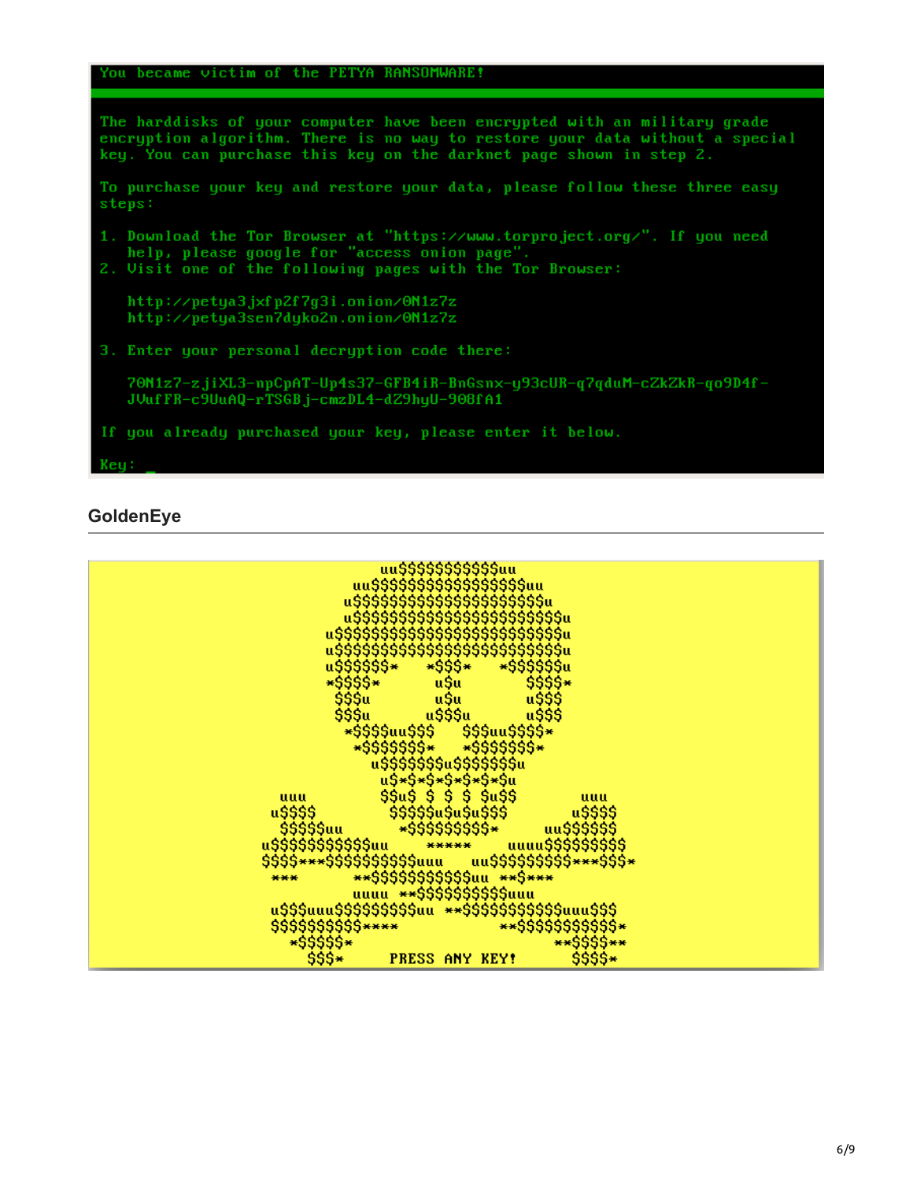```
You became victim of the PETYA RANSOMWARE!

The harddisks of your computer have been encrypted with an military grade
encryption algorithm. There is no way to restore your data without a special
key. You can purchase this key on the darknet page shown in step 2.

To purchase your key and restore your data, please follow these three easy
steps:

1. Download the Tor Browser at "https://www.torproject.org/". If you need
   help, please google for "access onion page".
2. Visit one of the following pages with the Tor Browser:

   http://petya3jxfp2f7g3i.onion/0N1z7z
   http://petya3sen7dyko2n.onion/0N1z7z

3. Enter your personal decryption code there:

   70N1z7-zjiXL3-npCpAT-Up4s37-GFB4iR-BnGsnx-y93cUR-q7qduM-cZkZkR-qo9D4f-
   JVufFR-c9UuAQ-rTSGBj-cmzDL4-dZ9hyU-908fA1

If you already purchased your key, please enter it below.

Key: _
```

## GoldenEye

```
PRESS ANY KEY!
```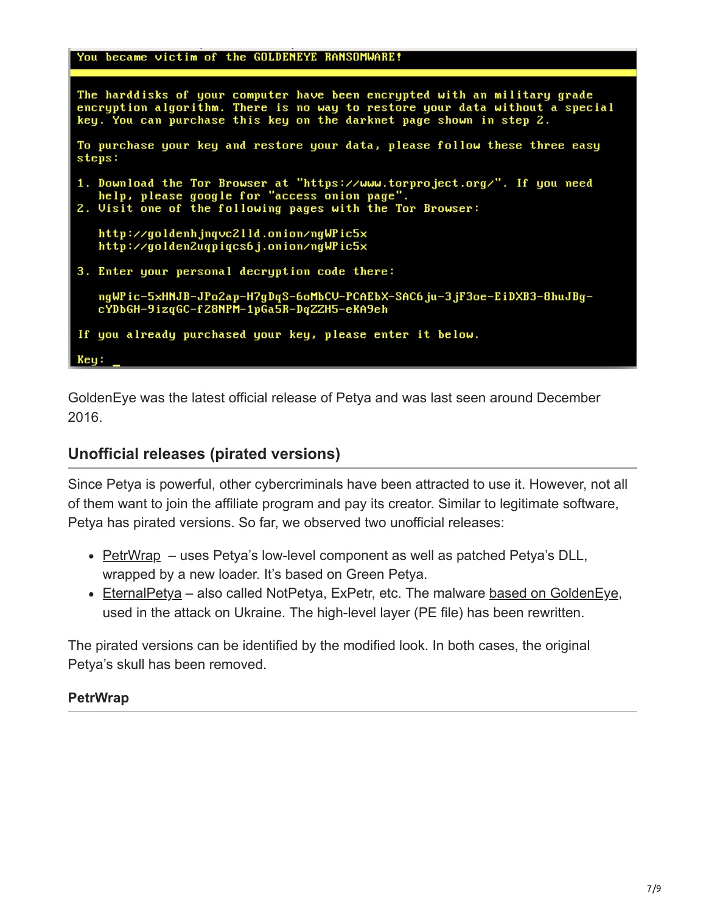```
You became victim of the GOLDENEYE RANSOMWARE!

The harddisks of your computer have been encrypted with an military grade
encryption algorithm. There is no way to restore your data without a special
key. You can purchase this key on the darknet page shown in step 2.

To purchase your key and restore your data, please follow these three easy
steps:

1. Download the Tor Browser at "https://www.torproject.org/". If you need
   help, please google for "access onion page".
2. Visit one of the following pages with the Tor Browser:

   http://goldenhjnqvc2lld.onion/ngWPic5x
   http://golden2uqpiqcs6j.onion/ngWPic5x

3. Enter your personal decryption code there:

   ngWPic-5xHNJB-JPo2ap-H7gDqS-6oMbCV-PCAEbX-SAC6ju-3jF3oe-EiDXB3-8huJBg-
   cYDbGH-9izqGC-f28NPM-1pGa5R-DqZZH5-eKA9eh

If you already purchased your key, please enter it below.

Key: _
```

GoldenEye was the latest official release of Petya and was last seen around December 2016.

## Unofficial releases (pirated versions)

Since Petya is powerful, other cybercriminals have been attracted to use it. However, not all of them want to join the affiliate program and pay its creator. Similar to legitimate software, Petya has pirated versions. So far, we observed two unofficial releases:

- PetrWrap – uses Petya's low-level component as well as patched Petya's DLL, wrapped by a new loader. It's based on Green Petya.
- EternalPetya – also called NotPetya, ExPetr, etc. The malware based on GoldenEye, used in the attack on Ukraine. The high-level layer (PE file) has been rewritten.

The pirated versions can be identified by the modified look. In both cases, the original Petya's skull has been removed.

### PetrWrap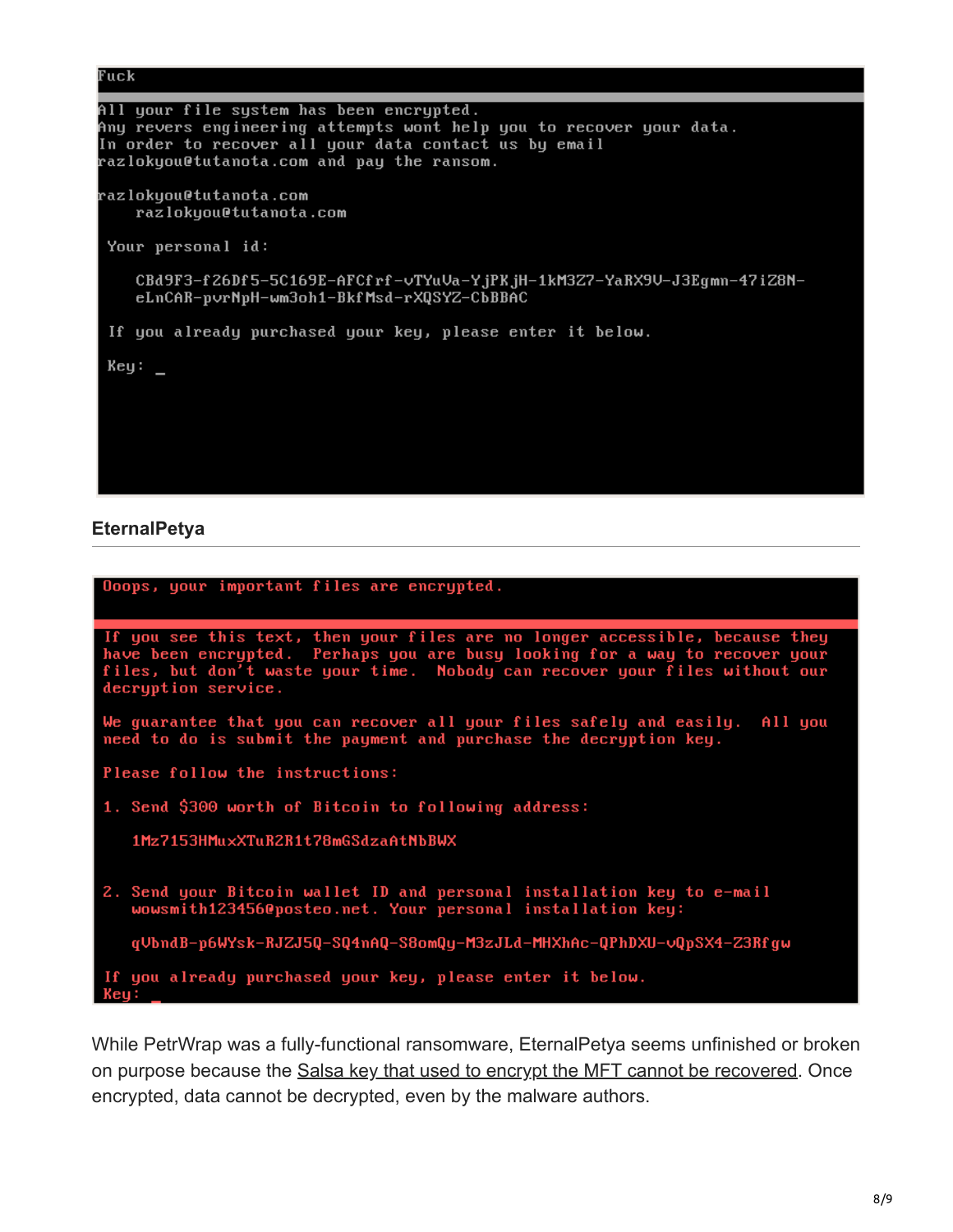```
Fuck

All your file system has been encrypted.
Any revers engineering attempts wont help you to recover your data.
In order to recover all your data contact us by email
razlokyou@tutanota.com and pay the ransom.

razlokyou@tutanota.com
    razlokyou@tutanota.com

 Your personal id:

    CBd9F3-f26Df5-5C169E-AFCfrf-vTYuVa-YjPKjH-1kM3Z7-YaRX9V-J3Egmn-47iZ8N-
    eLnCAR-pvrNpH-wm3oh1-BkfMsd-rXQSYZ-CbBBAC

 If you already purchased your key, please enter it below.

 Key: _
```

### EternalPetya

```
Ooops, your important files are encrypted.

If you see this text, then your files are no longer accessible, because they
have been encrypted.  Perhaps you are busy looking for a way to recover your
files, but don't waste your time.  Nobody can recover your files without our
decryption service.

We guarantee that you can recover all your files safely and easily.  All you
need to do is submit the payment and purchase the decryption key.

Please follow the instructions:

1. Send $300 worth of Bitcoin to following address:

    1Mz7153HMuxXTuR2R1t78mGSdzaAtNbBWX


2. Send your Bitcoin wallet ID and personal installation key to e-mail
    wowsmith123456@posteo.net. Your personal installation key:

    qVbndB-p6WYsk-RJZJ5Q-SQ4nAQ-S8omQy-M3zJLd-MHXhAc-QPhDXU-vQpSX4-Z3Rfgw

If you already purchased your key, please enter it below.
Key: _
```

While PetrWrap was a fully-functional ransomware, EternalPetya seems unfinished or broken on purpose because the Salsa key that used to encrypt the MFT cannot be recovered. Once encrypted, data cannot be decrypted, even by the malware authors.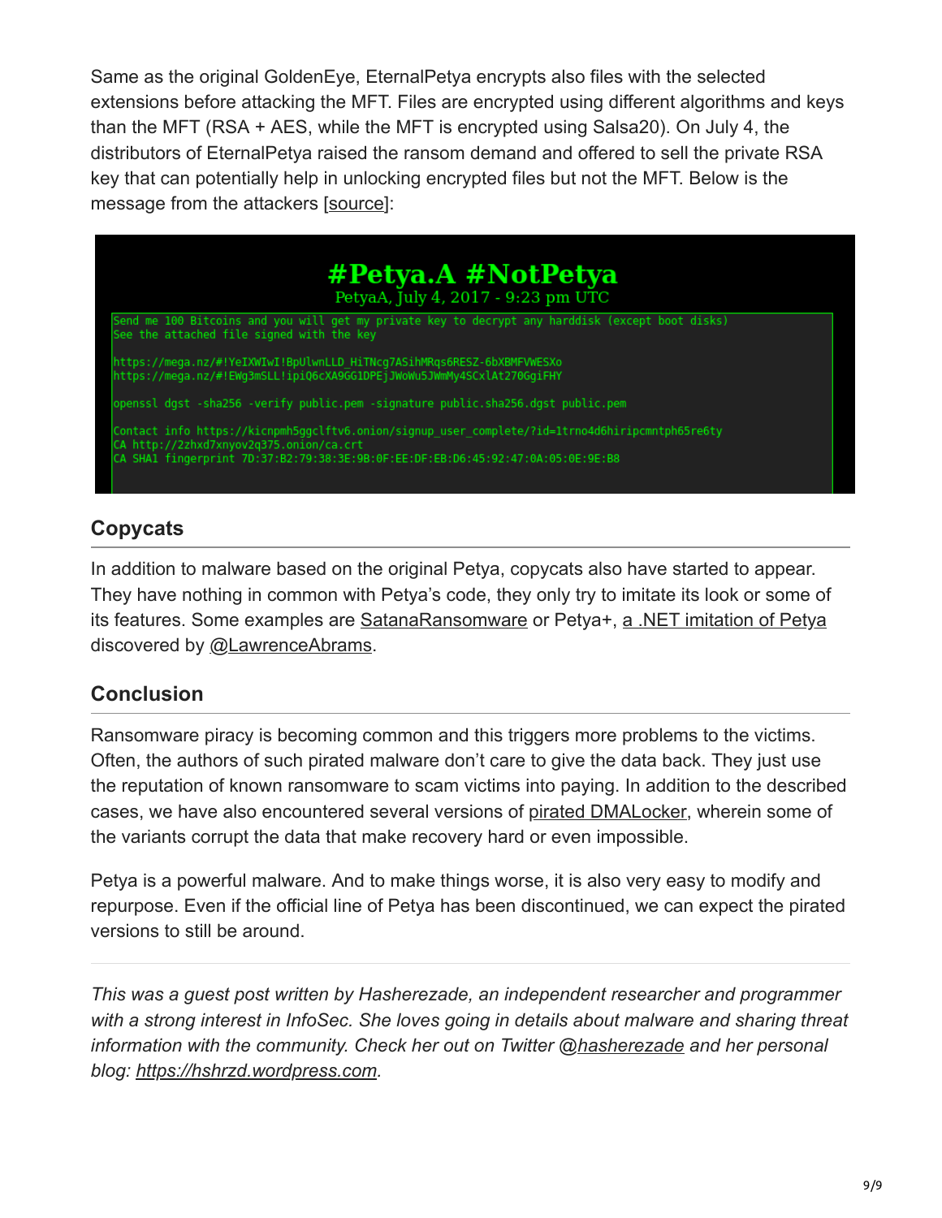Same as the original GoldenEye, EternalPetya encrypts also files with the selected extensions before attacking the MFT. Files are encrypted using different algorithms and keys than the MFT (RSA + AES, while the MFT is encrypted using Salsa20). On July 4, the distributors of EternalPetya raised the ransom demand and offered to sell the private RSA key that can potentially help in unlocking encrypted files but not the MFT. Below is the message from the attackers [source]:

**#Petya.A #NotPetya**

PetyaA, July 4, 2017 - 9:23 pm UTC

```
Send me 100 Bitcoins and you will get my private key to decrypt any harddisk (except boot disks)
See the attached file signed with the key

https://mega.nz/#!YeIXWIwI!BpUlwnLLD_HiTNcg7ASihMRqs6RESZ-6bXBMFVWESXo
https://mega.nz/#!EWg3mSLL!ipiQ6cXA9GG1DPEjJWoWu5JWmMy4SCxlAt270GgiFHY

openssl dgst -sha256 -verify public.pem -signature public.sha256.dgst public.pem

Contact info https://kicnpmh5ggclftv6.onion/signup_user_complete/?id=1trno4d6hiripcmntph65re6ty
CA http://2zhxd7xnyov2q375.onion/ca.crt
CA SHA1 fingerprint 7D:37:B2:79:38:3E:9B:0F:EE:DF:EB:D6:45:92:47:0A:05:0E:9E:B8
```

## Copycats

In addition to malware based on the original Petya, copycats also have started to appear. They have nothing in common with Petya's code, they only try to imitate its look or some of its features. Some examples are SatanaRansomware or Petya+, a .NET imitation of Petya discovered by @LawrenceAbrams.

## Conclusion

Ransomware piracy is becoming common and this triggers more problems to the victims. Often, the authors of such pirated malware don't care to give the data back. They just use the reputation of known ransomware to scam victims into paying. In addition to the described cases, we have also encountered several versions of pirated DMALocker, wherein some of the variants corrupt the data that make recovery hard or even impossible.

Petya is a powerful malware. And to make things worse, it is also very easy to modify and repurpose. Even if the official line of Petya has been discontinued, we can expect the pirated versions to still be around.

---

*This was a guest post written by Hasherezade, an independent researcher and programmer with a strong interest in InfoSec. She loves going in details about malware and sharing threat information with the community. Check her out on Twitter @hasherezade and her personal blog: https://hshrzd.wordpress.com.*